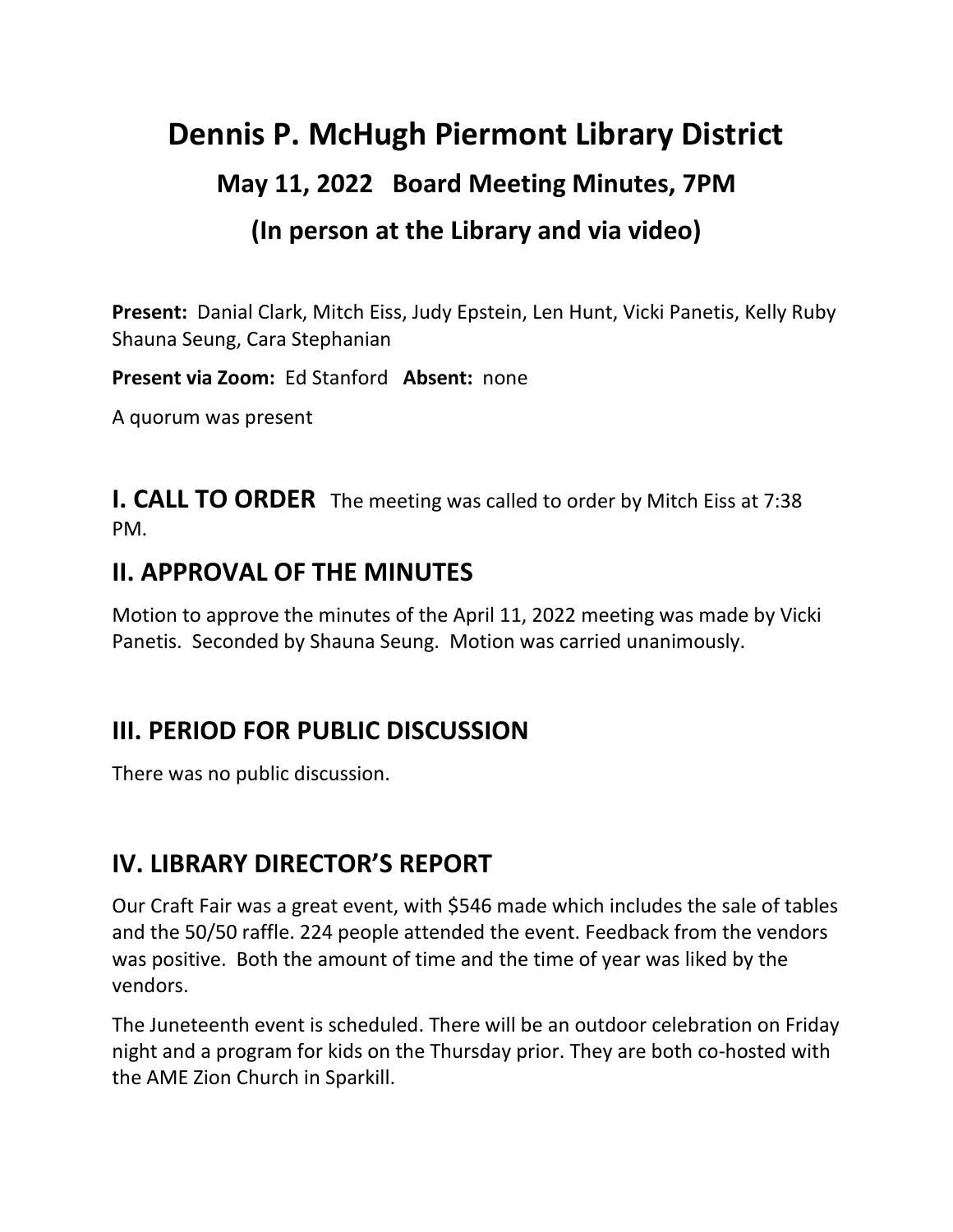# Dennis P. McHugh Piermont Library District

## May 11, 2022 Board Meeting Minutes, 7PM

## (In person at the Library and via video)

**Present:** Danial Clark, Mitch Eiss, Judy Epstein, Len Hunt, Vicki Panetis, Kelly Ruby Shauna Seung, Cara Stephanian

**Present via Zoom:** Ed Stanford **Absent:** none

A quorum was present

## I. CALL TO ORDER

The meeting was called to order by Mitch Eiss at 7:38 PM.

## II. APPROVAL OF THE MINUTES

Motion to approve the minutes of the April 11, 2022 meeting was made by Vicki Panetis. Seconded by Shauna Seung. Motion was carried unanimously.

## III. PERIOD FOR PUBLIC DISCUSSION

There was no public discussion.

## IV. LIBRARY DIRECTOR'S REPORT

Our Craft Fair was a great event, with $546 made which includes the sale of tables and the 50/50 raffle. 224 people attended the event. Feedback from the vendors was positive. Both the amount of time and the time of year was liked by the vendors.

The Juneteenth event is scheduled. There will be an outdoor celebration on Friday night and a program for kids on the Thursday prior. They are both co-hosted with the AME Zion Church in Sparkill.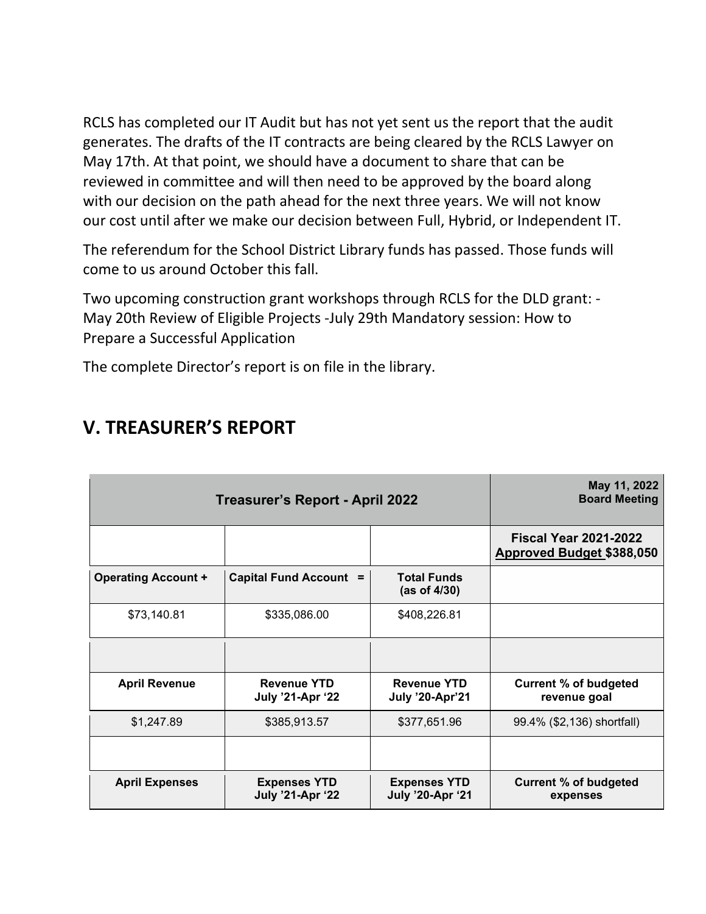RCLS has completed our IT Audit but has not yet sent us the report that the audit generates. The drafts of the IT contracts are being cleared by the RCLS Lawyer on May 17th. At that point, we should have a document to share that can be reviewed in committee and will then need to be approved by the board along with our decision on the path ahead for the next three years. We will not know our cost until after we make our decision between Full, Hybrid, or Independent IT.

The referendum for the School District Library funds has passed. Those funds will come to us around October this fall.

Two upcoming construction grant workshops through RCLS for the DLD grant: -May 20th Review of Eligible Projects -July 29th Mandatory session: How to Prepare a Successful Application

The complete Director's report is on file in the library.

## V. TREASURER'S REPORT

| Treasurer's Report - April 2022 | | | May 11, 2022 Board Meeting |
|---|---|---|---|
| | | | **Fiscal Year 2021-2022** **Approved Budget $388,050** |
| **Operating Account +** | **Capital Fund Account =** | **Total Funds (as of 4/30)** | |
| $73,140.81 | $335,086.00 | $408,226.81 | |
| | | | |
| **April Revenue** | **Revenue YTD July '21-Apr '22** | **Revenue YTD July '20-Apr'21** | **Current % of budgeted revenue goal** |
| $1,247.89 | $385,913.57 | $377,651.96 | 99.4% ($2,136) shortfall) |
| | | | |
| **April Expenses** | **Expenses YTD July '21-Apr '22** | **Expenses YTD July '20-Apr '21** | **Current % of budgeted expenses** |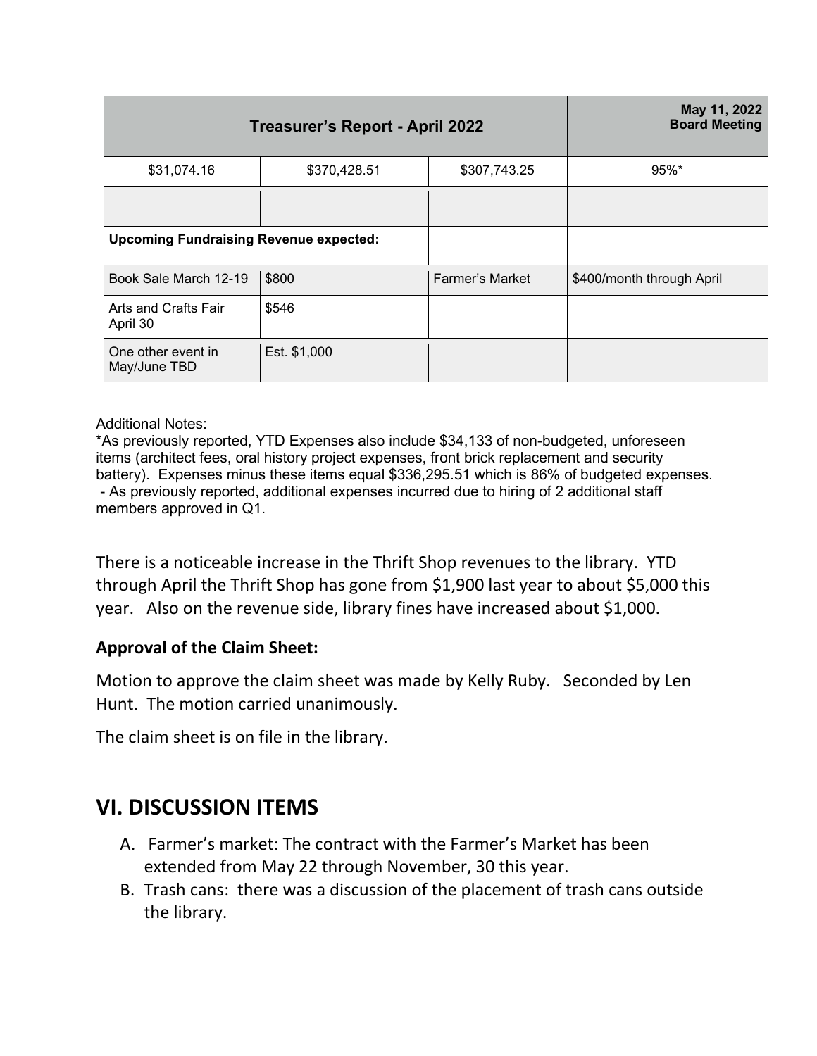| Treasurer's Report - April 2022 | | | May 11, 2022 Board Meeting |
|---|---|---|---|
| $31,074.16 | $370,428.51 | $307,743.25 | 95%* |
| | | | |
| **Upcoming Fundraising Revenue expected:** | | | |
| Book Sale March 12-19 | $800 | Farmer's Market | $400/month through April |
| Arts and Crafts Fair April 30 | $546 | | |
| One other event in May/June TBD | Est. $1,000 | | |

Additional Notes:
*As previously reported, YTD Expenses also include $34,133 of non-budgeted, unforeseen items (architect fees, oral history project expenses, front brick replacement and security battery). Expenses minus these items equal $336,295.51 which is 86% of budgeted expenses.
- As previously reported, additional expenses incurred due to hiring of 2 additional staff members approved in Q1.

There is a noticeable increase in the Thrift Shop revenues to the library. YTD through April the Thrift Shop has gone from $1,900 last year to about $5,000 this year. Also on the revenue side, library fines have increased about $1,000.

**Approval of the Claim Sheet:**

Motion to approve the claim sheet was made by Kelly Ruby. Seconded by Len Hunt. The motion carried unanimously.

The claim sheet is on file in the library.

## VI. DISCUSSION ITEMS

A. Farmer's market: The contract with the Farmer's Market has been extended from May 22 through November, 30 this year.
B. Trash cans: there was a discussion of the placement of trash cans outside the library.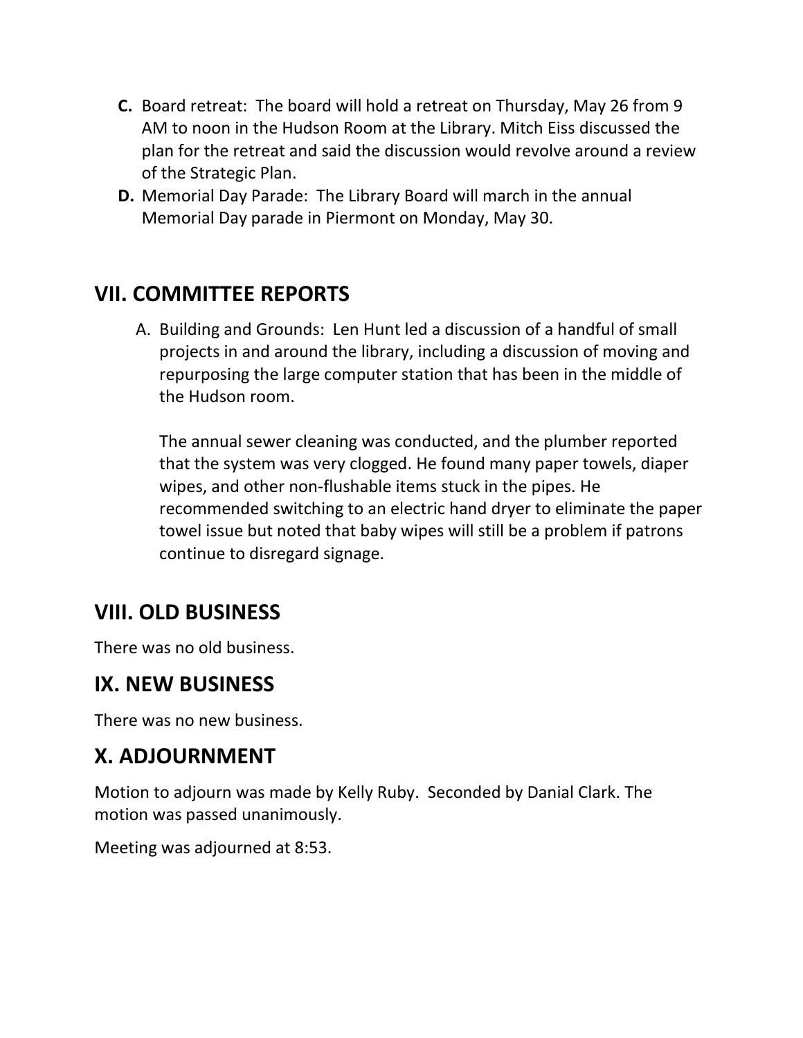C. Board retreat: The board will hold a retreat on Thursday, May 26 from 9 AM to noon in the Hudson Room at the Library. Mitch Eiss discussed the plan for the retreat and said the discussion would revolve around a review of the Strategic Plan.
D. Memorial Day Parade: The Library Board will march in the annual Memorial Day parade in Piermont on Monday, May 30.

## VII. COMMITTEE REPORTS

A. Building and Grounds: Len Hunt led a discussion of a handful of small projects in and around the library, including a discussion of moving and repurposing the large computer station that has been in the middle of the Hudson room.

   The annual sewer cleaning was conducted, and the plumber reported that the system was very clogged. He found many paper towels, diaper wipes, and other non-flushable items stuck in the pipes. He recommended switching to an electric hand dryer to eliminate the paper towel issue but noted that baby wipes will still be a problem if patrons continue to disregard signage.

## VIII. OLD BUSINESS

There was no old business.

## IX. NEW BUSINESS

There was no new business.

## X. ADJOURNMENT

Motion to adjourn was made by Kelly Ruby. Seconded by Danial Clark. The motion was passed unanimously.

Meeting was adjourned at 8:53.